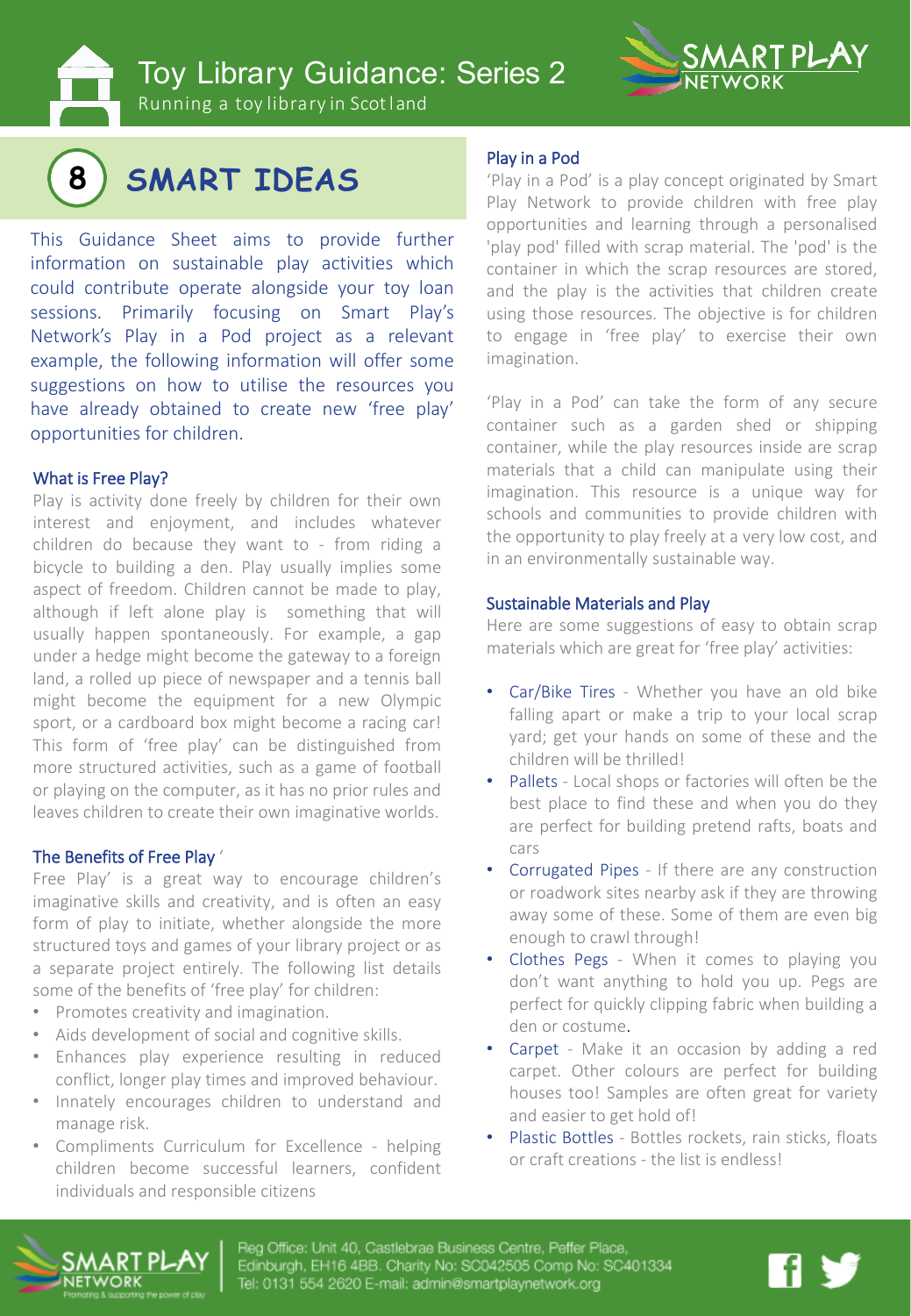# Toy Library Guidance: Series 2

Running a toy library in Scotland

## 8 SMART IDEAS

This Guidance Sheet aims to provide further information on sustainable play activities which could contribute operate alongside your toy loan sessions. Primarily focusing on Smart Play's Network's Play in a Pod project as a relevant example, the following information will offer some suggestions on how to utilise the resources you have already obtained to create new 'free play' opportunities for children.

### What is Free Play?

Play is activity done freely by children for their own interest and enjoyment, and includes whatever children do because they want to - from riding a bicycle to building a den. Play usually implies some aspect of freedom. Children cannot be made to play, although if left alone play is something that will usually happen spontaneously. For example, a gap under a hedge might become the gateway to a foreign land, a rolled up piece of newspaper and a tennis ball might become the equipment for a new Olympic sport, or a cardboard box might become a racing car! This form of 'free play' can be distinguished from more structured activities, such as a game of football or playing on the computer, as it has no prior rules and leaves children to create their own imaginative worlds.

### The Benefits of Free Play '

Free Play' is a great way to encourage children's imaginative skills and creativity, and is often an easy form of play to initiate, whether alongside the more structured toys and games of your library project or as a separate project entirely. The following list details some of the benefits of 'free play' for children:

- Promotes creativity and imagination.
- Aids development of social and cognitive skills.
- Enhances play experience resulting in reduced conflict, longer play times and improved behaviour.
- Innately encourages children to understand and manage risk.
- Compliments Curriculum for Excellence - helping children become successful learners, confident individuals and responsible citizens

### Play in a Pod

'Play in a Pod' is a play concept originated by Smart Play Network to provide children with free play opportunities and learning through a personalised 'play pod' filled with scrap material. The 'pod' is the container in which the scrap resources are stored, and the play is the activities that children create using those resources. The objective is for children to engage in 'free play' to exercise their own imagination.

'Play in a Pod' can take the form of any secure container such as a garden shed or shipping container, while the play resources inside are scrap materials that a child can manipulate using their imagination. This resource is a unique way for schools and communities to provide children with the opportunity to play freely at a very low cost, and in an environmentally sustainable way.

### Sustainable Materials and Play

Here are some suggestions of easy to obtain scrap materials which are great for 'free play' activities:

- Car/Bike Tires - Whether you have an old bike falling apart or make a trip to your local scrap yard; get your hands on some of these and the children will be thrilled!
- Pallets - Local shops or factories will often be the best place to find these and when you do they are perfect for building pretend rafts, boats and cars
- Corrugated Pipes - If there are any construction or roadwork sites nearby ask if they are throwing away some of these. Some of them are even big enough to crawl through!
- Clothes Pegs - When it comes to playing you don't want anything to hold you up. Pegs are perfect for quickly clipping fabric when building a den or costume.
- Carpet - Make it an occasion by adding a red carpet. Other colours are perfect for building houses too! Samples are often great for variety and easier to get hold of!
- Plastic Bottles - Bottles rockets, rain sticks, floats or craft creations - the list is endless!

Reg Office: Unit 40, Castlebrae Business Centre, Peffer Place, Edinburgh, EH16 4BB. Charity No: SC042505 Comp No: SC401334
Tel: 0131 554 2620 E-mail: admin@smartplaynetwork.org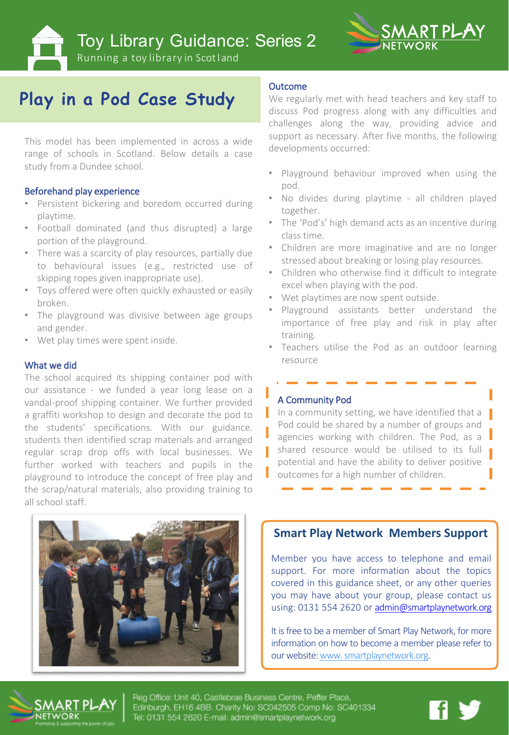# Play in a Pod Case Study

This model has been implemented in across a wide range of schools in Scotland. Below details a case study from a Dundee school.

### Beforehand play experience

- Persistent bickering and boredom occurred during playtime.
- Football dominated (and thus disrupted) a large portion of the playground.
- There was a scarcity of play resources, partially due to behavioural issues (e.g., restricted use of skipping ropes given inappropriate use).
- Toys offered were often quickly exhausted or easily broken.
- The playground was divisive between age groups and gender.
- Wet play times were spent inside.

### What we did

The school acquired its shipping container pod with our assistance - we funded a year long lease on a vandal-proof shipping container. We further provided a graffiti workshop to design and decorate the pod to the students' specifications. With our guidance. students then identified scrap materials and arranged regular scrap drop offs with local businesses. We further worked with teachers and pupils in the playground to introduce the concept of free play and the scrap/natural materials, also providing training to all school staff.

### Outcome

We regularly met with head teachers and key staff to discuss Pod progress along with any difficulties and challenges along the way, providing advice and support as necessary. After five months, the following developments occurred:

- Playground behaviour improved when using the pod.
- No divides during playtime - all children played together.
- The 'Pod's' high demand acts as an incentive during class time.
- Children are more imaginative and are no longer stressed about breaking or losing play resources.
- Children who otherwise find it difficult to integrate excel when playing with the pod.
- Wet playtimes are now spent outside.
- Playground assistants better understand the importance of free play and risk in play after training.
- Teachers utilise the Pod as an outdoor learning resource

### A Community Pod

In a community setting, we have identified that a Pod could be shared by a number of groups and agencies working with children. The Pod, as a shared resource would be utilised to its full potential and have the ability to deliver positive outcomes for a high number of children.

## Smart Play Network Members Support

Member you have access to telephone and email support. For more information about the topics covered in this guidance sheet, or any other queries you may have about your group, please contact us using: 0131 554 2620 or admin@smartplaynetwork.org

It is free to be a member of Smart Play Network, for more information on how to become a member please refer to our website: www. smartplaynetwork.org.